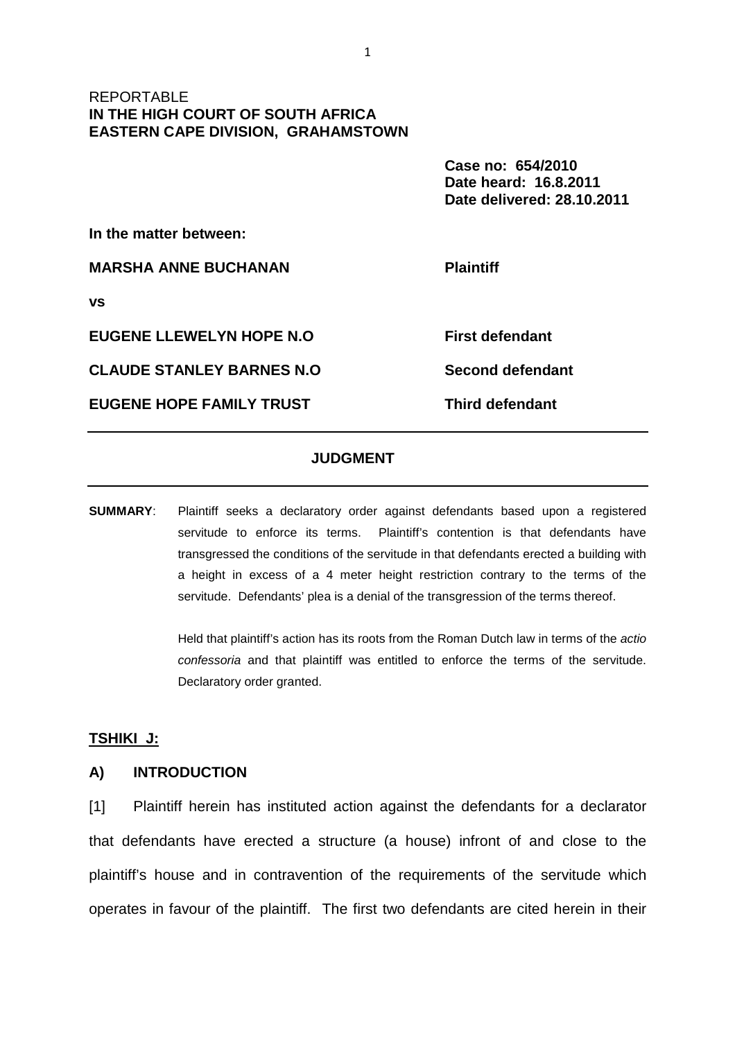REPORTABLE
**IN THE HIGH COURT OF SOUTH AFRICA**
**EASTERN CAPE DIVISION, GRAHAMSTOWN**

**Case no: 654/2010**
**Date heard: 16.8.2011**
**Date delivered: 28.10.2011**

**In the matter between:**

| | |
|---|---|
| **MARSHA ANNE BUCHANAN** | **Plaintiff** |
| **vs** | |
| **EUGENE LLEWELYN HOPE N.O** | **First defendant** |
| **CLAUDE STANLEY BARNES N.O** | **Second defendant** |
| **EUGENE HOPE FAMILY TRUST** | **Third defendant** |

---

## JUDGMENT

---

**SUMMARY**: Plaintiff seeks a declaratory order against defendants based upon a registered servitude to enforce its terms. Plaintiff's contention is that defendants have transgressed the conditions of the servitude in that defendants erected a building with a height in excess of a 4 meter height restriction contrary to the terms of the servitude. Defendants' plea is a denial of the transgression of the terms thereof.

Held that plaintiff's action has its roots from the Roman Dutch law in terms of the *actio confessoria* and that plaintiff was entitled to enforce the terms of the servitude. Declaratory order granted.

**TSHIKI J:**

### A) INTRODUCTION

[1] Plaintiff herein has instituted action against the defendants for a declarator that defendants have erected a structure (a house) infront of and close to the plaintiff's house and in contravention of the requirements of the servitude which operates in favour of the plaintiff. The first two defendants are cited herein in their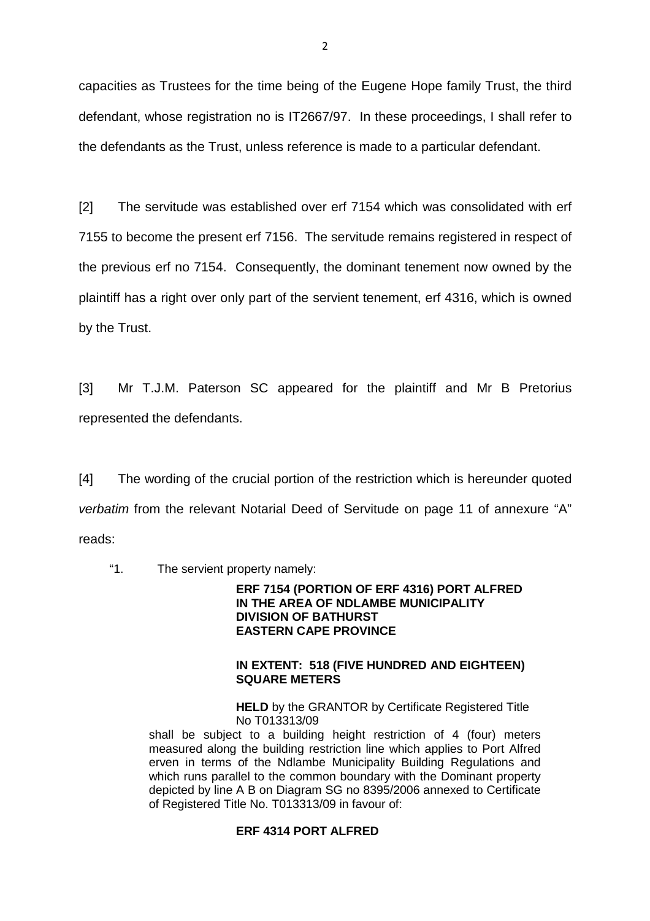capacities as Trustees for the time being of the Eugene Hope family Trust, the third defendant, whose registration no is IT2667/97. In these proceedings, I shall refer to the defendants as the Trust, unless reference is made to a particular defendant.

[2] The servitude was established over erf 7154 which was consolidated with erf 7155 to become the present erf 7156. The servitude remains registered in respect of the previous erf no 7154. Consequently, the dominant tenement now owned by the plaintiff has a right over only part of the servient tenement, erf 4316, which is owned by the Trust.

[3] Mr T.J.M. Paterson SC appeared for the plaintiff and Mr B Pretorius represented the defendants.

[4] The wording of the crucial portion of the restriction which is hereunder quoted *verbatim* from the relevant Notarial Deed of Servitude on page 11 of annexure "A" reads:

> "1. The servient property namely:
>
> **ERF 7154 (PORTION OF ERF 4316) PORT ALFRED**
> **IN THE AREA OF NDLAMBE MUNICIPALITY**
> **DIVISION OF BATHURST**
> **EASTERN CAPE PROVINCE**
>
> **IN EXTENT: 518 (FIVE HUNDRED AND EIGHTEEN) SQUARE METERS**
>
> **HELD** by the GRANTOR by Certificate Registered Title No T013313/09
>
> shall be subject to a building height restriction of 4 (four) meters measured along the building restriction line which applies to Port Alfred erven in terms of the Ndlambe Municipality Building Regulations and which runs parallel to the common boundary with the Dominant property depicted by line A B on Diagram SG no 8395/2006 annexed to Certificate of Registered Title No. T013313/09 in favour of:
>
> **ERF 4314 PORT ALFRED**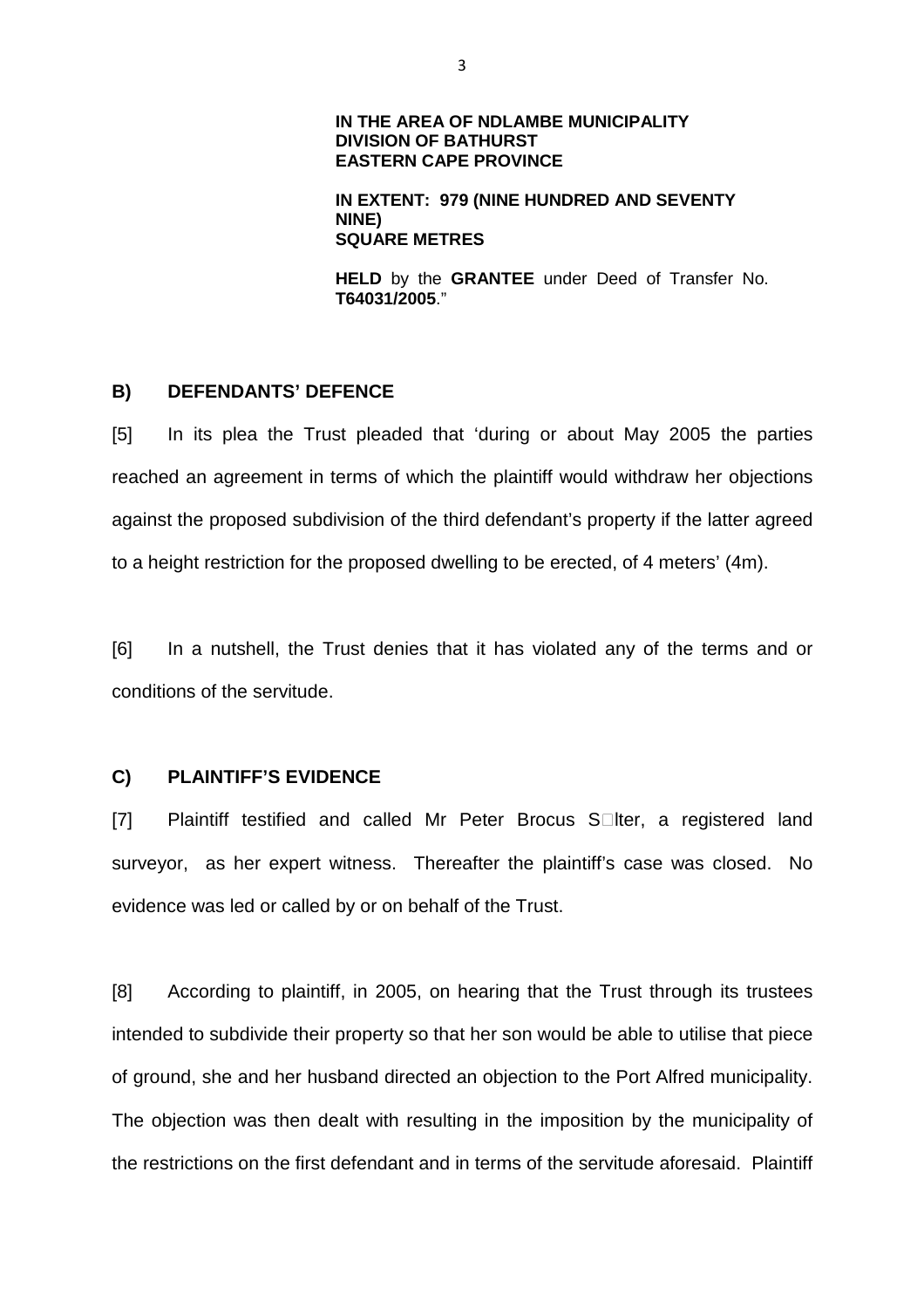**IN THE AREA OF NDLAMBE MUNICIPALITY**
**DIVISION OF BATHURST**
**EASTERN CAPE PROVINCE**

**IN EXTENT: 979 (NINE HUNDRED AND SEVENTY NINE)**
**SQUARE METRES**

**HELD** by the **GRANTEE** under Deed of Transfer No. **T64031/2005**."

## B) DEFENDANTS' DEFENCE

[5] In its plea the Trust pleaded that 'during or about May 2005 the parties reached an agreement in terms of which the plaintiff would withdraw her objections against the proposed subdivision of the third defendant's property if the latter agreed to a height restriction for the proposed dwelling to be erected, of 4 meters' (4m).

[6] In a nutshell, the Trust denies that it has violated any of the terms and or conditions of the servitude.

## C) PLAINTIFF'S EVIDENCE

[7] Plaintiff testified and called Mr Peter Brocus S□lter, a registered land surveyor, as her expert witness. Thereafter the plaintiff's case was closed. No evidence was led or called by or on behalf of the Trust.

[8] According to plaintiff, in 2005, on hearing that the Trust through its trustees intended to subdivide their property so that her son would be able to utilise that piece of ground, she and her husband directed an objection to the Port Alfred municipality. The objection was then dealt with resulting in the imposition by the municipality of the restrictions on the first defendant and in terms of the servitude aforesaid. Plaintiff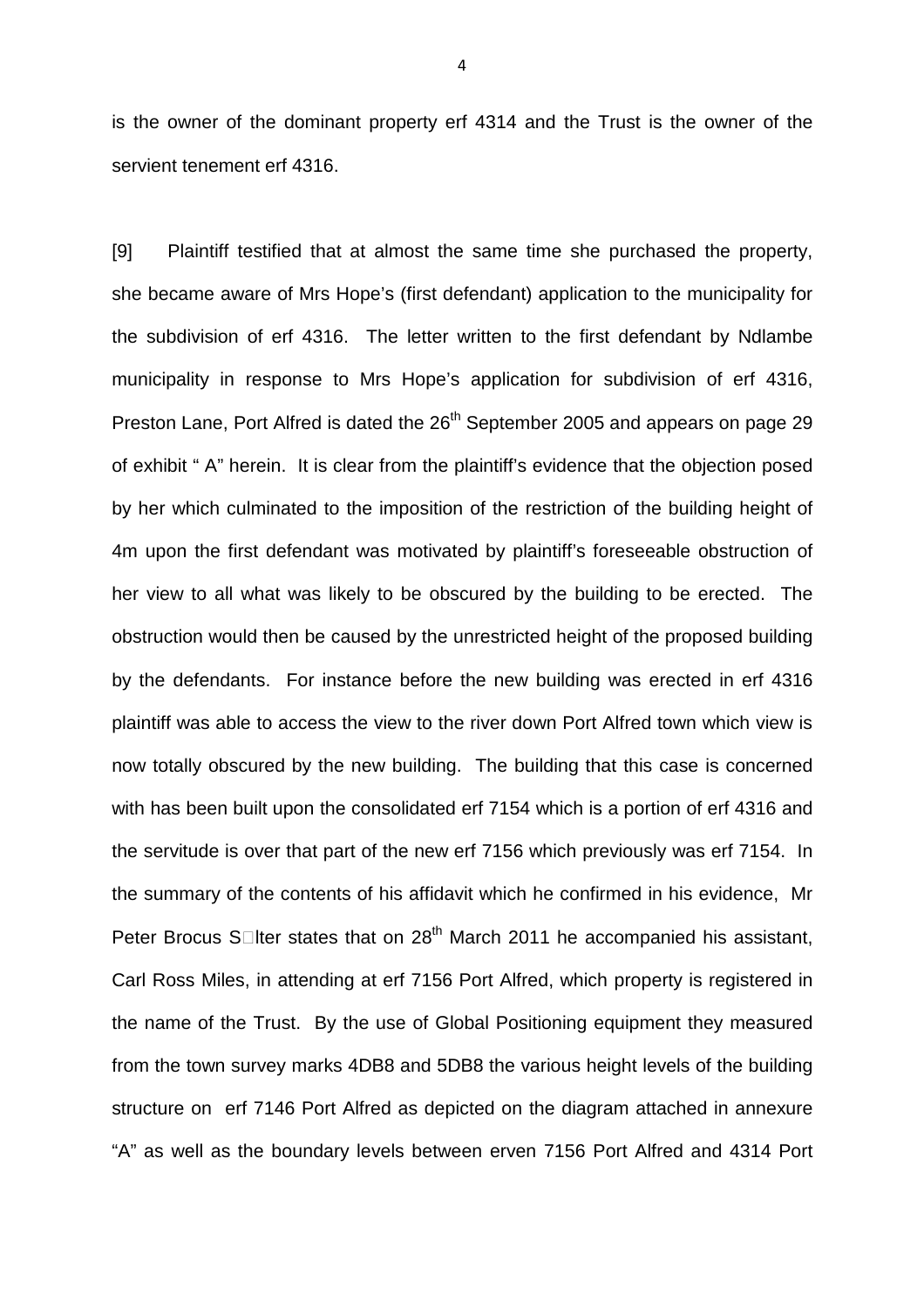is the owner of the dominant property erf 4314 and the Trust is the owner of the servient tenement erf 4316.

[9] Plaintiff testified that at almost the same time she purchased the property, she became aware of Mrs Hope's (first defendant) application to the municipality for the subdivision of erf 4316. The letter written to the first defendant by Ndlambe municipality in response to Mrs Hope's application for subdivision of erf 4316, Preston Lane, Port Alfred is dated the 26th September 2005 and appears on page 29 of exhibit " A" herein. It is clear from the plaintiff's evidence that the objection posed by her which culminated to the imposition of the restriction of the building height of 4m upon the first defendant was motivated by plaintiff's foreseeable obstruction of her view to all what was likely to be obscured by the building to be erected. The obstruction would then be caused by the unrestricted height of the proposed building by the defendants. For instance before the new building was erected in erf 4316 plaintiff was able to access the view to the river down Port Alfred town which view is now totally obscured by the new building. The building that this case is concerned with has been built upon the consolidated erf 7154 which is a portion of erf 4316 and the servitude is over that part of the new erf 7156 which previously was erf 7154. In the summary of the contents of his affidavit which he confirmed in his evidence, Mr Peter Brocus S�lter states that on 28th March 2011 he accompanied his assistant, Carl Ross Miles, in attending at erf 7156 Port Alfred, which property is registered in the name of the Trust. By the use of Global Positioning equipment they measured from the town survey marks 4DB8 and 5DB8 the various height levels of the building structure on erf 7146 Port Alfred as depicted on the diagram attached in annexure "A" as well as the boundary levels between erven 7156 Port Alfred and 4314 Port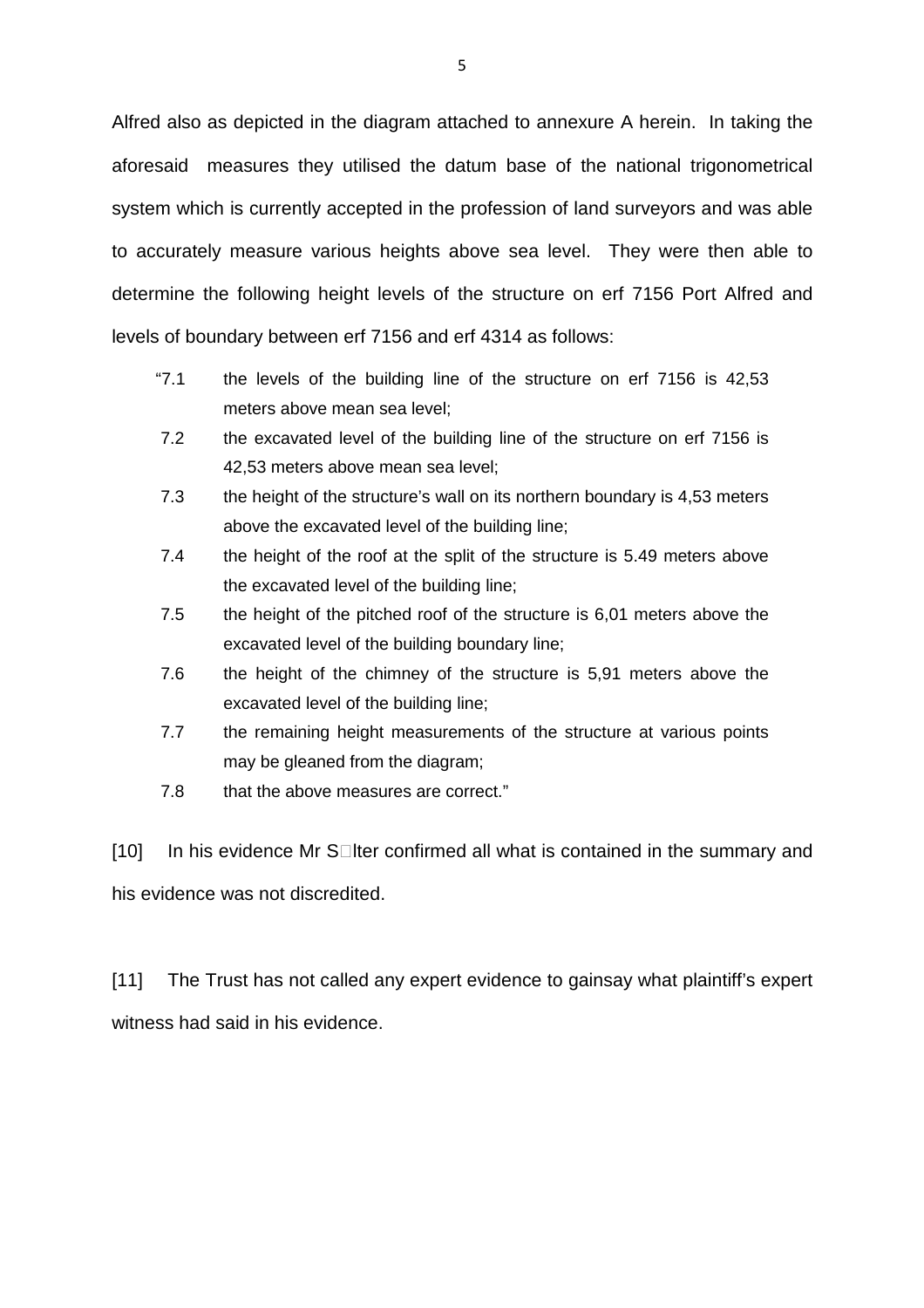Alfred also as depicted in the diagram attached to annexure A herein. In taking the aforesaid measures they utilised the datum base of the national trigonometrical system which is currently accepted in the profession of land surveyors and was able to accurately measure various heights above sea level. They were then able to determine the following height levels of the structure on erf 7156 Port Alfred and levels of boundary between erf 7156 and erf 4314 as follows:

> "7.1 the levels of the building line of the structure on erf 7156 is 42,53 meters above mean sea level;
>
> 7.2 the excavated level of the building line of the structure on erf 7156 is 42,53 meters above mean sea level;
>
> 7.3 the height of the structure's wall on its northern boundary is 4,53 meters above the excavated level of the building line;
>
> 7.4 the height of the roof at the split of the structure is 5.49 meters above the excavated level of the building line;
>
> 7.5 the height of the pitched roof of the structure is 6,01 meters above the excavated level of the building boundary line;
>
> 7.6 the height of the chimney of the structure is 5,91 meters above the excavated level of the building line;
>
> 7.7 the remaining height measurements of the structure at various points may be gleaned from the diagram;
>
> 7.8 that the above measures are correct."

[10] In his evidence Mr S□lter confirmed all what is contained in the summary and his evidence was not discredited.

[11] The Trust has not called any expert evidence to gainsay what plaintiff's expert witness had said in his evidence.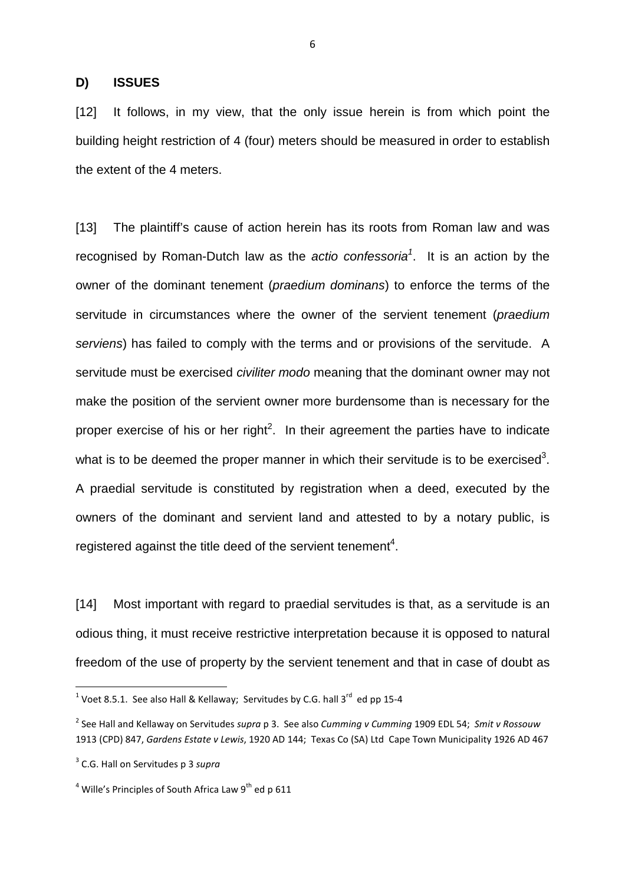**D) ISSUES**

[12] It follows, in my view, that the only issue herein is from which point the building height restriction of 4 (four) meters should be measured in order to establish the extent of the 4 meters.

[13] The plaintiff's cause of action herein has its roots from Roman law and was recognised by Roman-Dutch law as the *actio confessoria*[1]. It is an action by the owner of the dominant tenement (*praedium dominans*) to enforce the terms of the servitude in circumstances where the owner of the servient tenement (*praedium serviens*) has failed to comply with the terms and or provisions of the servitude. A servitude must be exercised *civiliter modo* meaning that the dominant owner may not make the position of the servient owner more burdensome than is necessary for the proper exercise of his or her right[2]. In their agreement the parties have to indicate what is to be deemed the proper manner in which their servitude is to be exercised[3]. A praedial servitude is constituted by registration when a deed, executed by the owners of the dominant and servient land and attested to by a notary public, is registered against the title deed of the servient tenement[4].

[14] Most important with regard to praedial servitudes is that, as a servitude is an odious thing, it must receive restrictive interpretation because it is opposed to natural freedom of the use of property by the servient tenement and that in case of doubt as

---

[1] Voet 8.5.1. See also Hall & Kellaway; Servitudes by C.G. hall 3rd ed pp 15-4

[2] See Hall and Kellaway on Servitudes *supra* p 3. See also *Cumming v Cumming* 1909 EDL 54; *Smit v Rossouw* 1913 (CPD) 847, *Gardens Estate v Lewis*, 1920 AD 144; Texas Co (SA) Ltd Cape Town Municipality 1926 AD 467

[3] C.G. Hall on Servitudes p 3 *supra*

[4] Wille's Principles of South Africa Law 9th ed p 611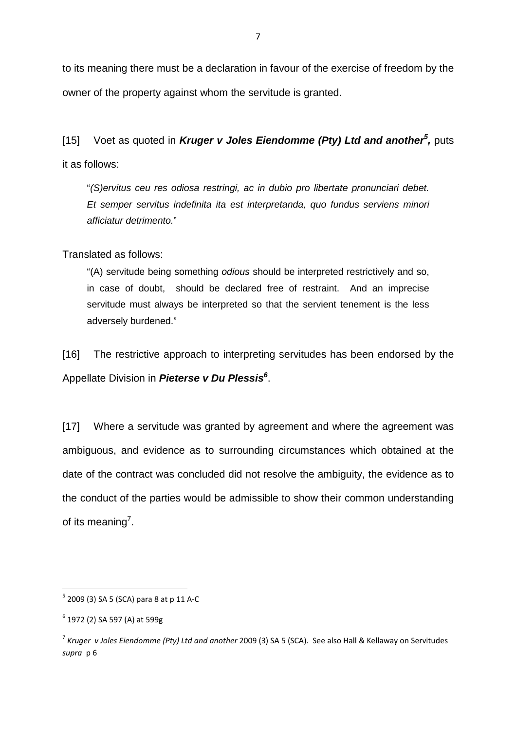to its meaning there must be a declaration in favour of the exercise of freedom by the owner of the property against whom the servitude is granted.

[15] Voet as quoted in ***Kruger v Joles Eiendomme (Pty) Ltd and another***[5]**,** puts it as follows:

> "*(S)ervitus ceu res odiosa restringi, ac in dubio pro libertate pronunciari debet. Et semper servitus indefinita ita est interpretanda, quo fundus serviens minori afficiatur detrimento.*"

Translated as follows:

> "(A) servitude being something *odious* should be interpreted restrictively and so, in case of doubt, should be declared free of restraint. And an imprecise servitude must always be interpreted so that the servient tenement is the less adversely burdened."

[16] The restrictive approach to interpreting servitudes has been endorsed by the Appellate Division in ***Pieterse v Du Plessis***[6].

[17] Where a servitude was granted by agreement and where the agreement was ambiguous, and evidence as to surrounding circumstances which obtained at the date of the contract was concluded did not resolve the ambiguity, the evidence as to the conduct of the parties would be admissible to show their common understanding of its meaning[7].

---

[5] 2009 (3) SA 5 (SCA) para 8 at p 11 A-C

[6] 1972 (2) SA 597 (A) at 599g

[7] *Kruger v Joles Eiendomme (Pty) Ltd and another* 2009 (3) SA 5 (SCA). See also Hall & Kellaway on Servitudes *supra* p 6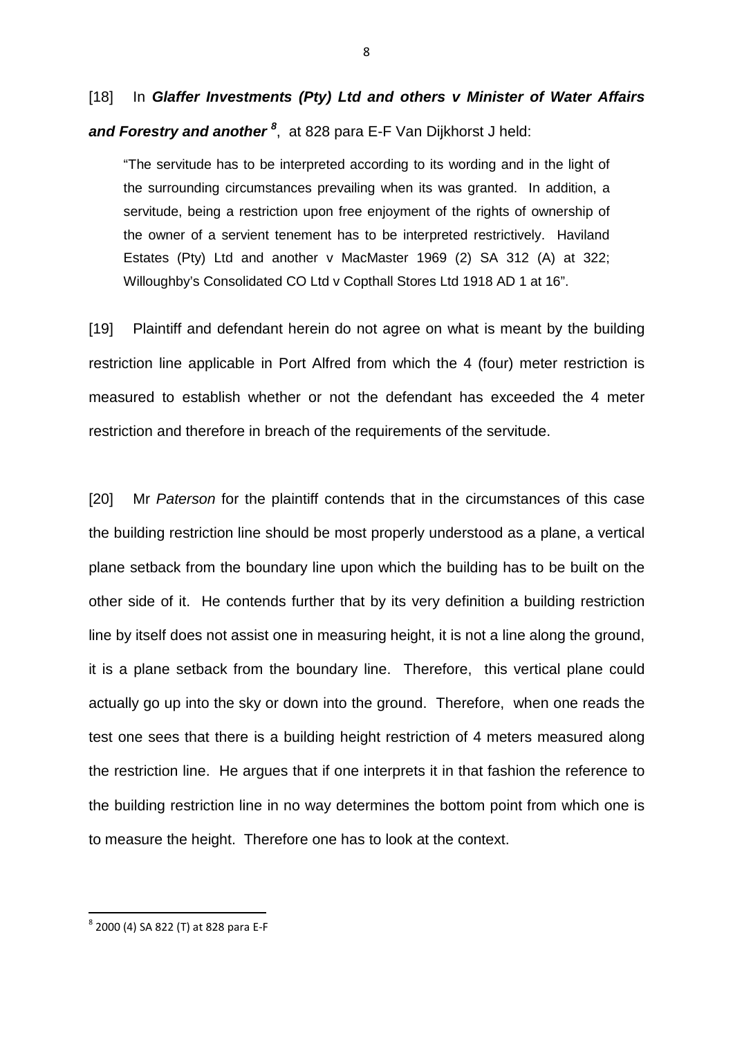[18] In ***Glaffer Investments (Pty) Ltd and others v Minister of Water Affairs and Forestry and another*** [8], at 828 para E-F Van Dijkhorst J held:

> "The servitude has to be interpreted according to its wording and in the light of the surrounding circumstances prevailing when its was granted. In addition, a servitude, being a restriction upon free enjoyment of the rights of ownership of the owner of a servient tenement has to be interpreted restrictively. Haviland Estates (Pty) Ltd and another v MacMaster 1969 (2) SA 312 (A) at 322; Willoughby's Consolidated CO Ltd v Copthall Stores Ltd 1918 AD 1 at 16".

[19] Plaintiff and defendant herein do not agree on what is meant by the building restriction line applicable in Port Alfred from which the 4 (four) meter restriction is measured to establish whether or not the defendant has exceeded the 4 meter restriction and therefore in breach of the requirements of the servitude.

[20] Mr *Paterson* for the plaintiff contends that in the circumstances of this case the building restriction line should be most properly understood as a plane, a vertical plane setback from the boundary line upon which the building has to be built on the other side of it. He contends further that by its very definition a building restriction line by itself does not assist one in measuring height, it is not a line along the ground, it is a plane setback from the boundary line. Therefore, this vertical plane could actually go up into the sky or down into the ground. Therefore, when one reads the test one sees that there is a building height restriction of 4 meters measured along the restriction line. He argues that if one interprets it in that fashion the reference to the building restriction line in no way determines the bottom point from which one is to measure the height. Therefore one has to look at the context.

---

[8] 2000 (4) SA 822 (T) at 828 para E-F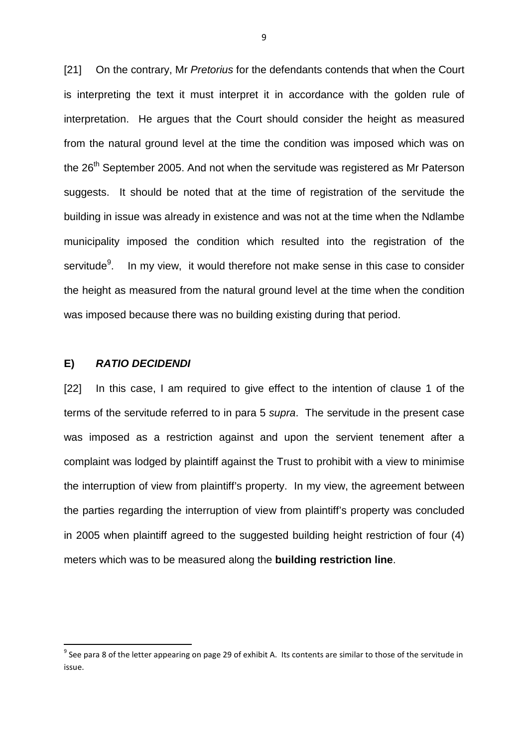[21] On the contrary, Mr *Pretorius* for the defendants contends that when the Court is interpreting the text it must interpret it in accordance with the golden rule of interpretation. He argues that the Court should consider the height as measured from the natural ground level at the time the condition was imposed which was on the 26th September 2005. And not when the servitude was registered as Mr Paterson suggests. It should be noted that at the time of registration of the servitude the building in issue was already in existence and was not at the time when the Ndlambe municipality imposed the condition which resulted into the registration of the servitude[9]. In my view, it would therefore not make sense in this case to consider the height as measured from the natural ground level at the time when the condition was imposed because there was no building existing during that period.

## E) ***RATIO DECIDENDI***

[22] In this case, I am required to give effect to the intention of clause 1 of the terms of the servitude referred to in para 5 *supra*. The servitude in the present case was imposed as a restriction against and upon the servient tenement after a complaint was lodged by plaintiff against the Trust to prohibit with a view to minimise the interruption of view from plaintiff's property. In my view, the agreement between the parties regarding the interruption of view from plaintiff's property was concluded in 2005 when plaintiff agreed to the suggested building height restriction of four (4) meters which was to be measured along the **building restriction line**.

[9] See para 8 of the letter appearing on page 29 of exhibit A. Its contents are similar to those of the servitude in issue.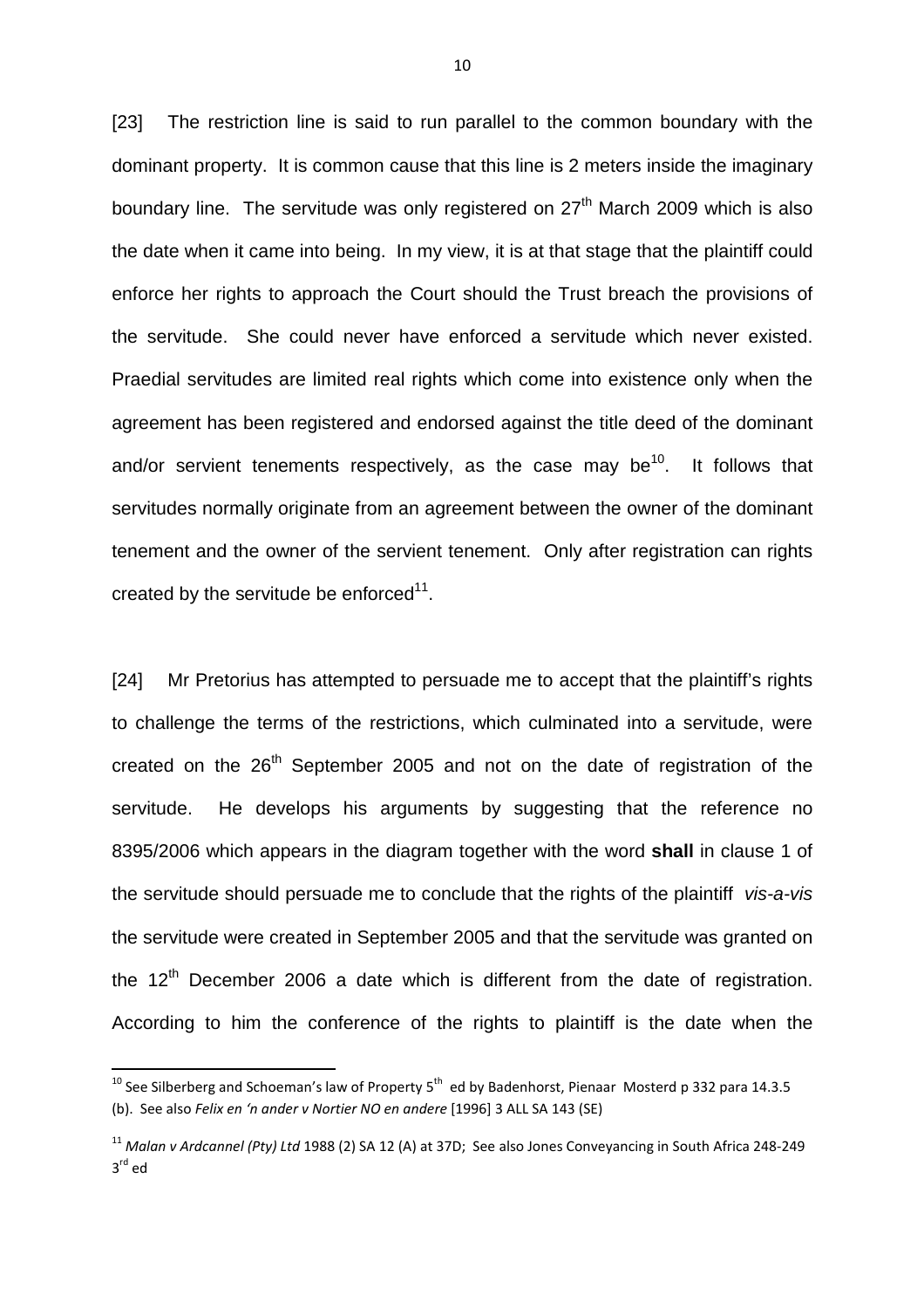[23] The restriction line is said to run parallel to the common boundary with the dominant property. It is common cause that this line is 2 meters inside the imaginary boundary line. The servitude was only registered on 27th March 2009 which is also the date when it came into being. In my view, it is at that stage that the plaintiff could enforce her rights to approach the Court should the Trust breach the provisions of the servitude. She could never have enforced a servitude which never existed. Praedial servitudes are limited real rights which come into existence only when the agreement has been registered and endorsed against the title deed of the dominant and/or servient tenements respectively, as the case may be[10]. It follows that servitudes normally originate from an agreement between the owner of the dominant tenement and the owner of the servient tenement. Only after registration can rights created by the servitude be enforced[11].

[24] Mr Pretorius has attempted to persuade me to accept that the plaintiff's rights to challenge the terms of the restrictions, which culminated into a servitude, were created on the 26th September 2005 and not on the date of registration of the servitude. He develops his arguments by suggesting that the reference no 8395/2006 which appears in the diagram together with the word **shall** in clause 1 of the servitude should persuade me to conclude that the rights of the plaintiff *vis-a-vis* the servitude were created in September 2005 and that the servitude was granted on the 12th December 2006 a date which is different from the date of registration. According to him the conference of the rights to plaintiff is the date when the

---

[10] See Silberberg and Schoeman's law of Property 5th ed by Badenhorst, Pienaar Mosterd p 332 para 14.3.5 (b). See also *Felix en 'n ander v Nortier NO en andere* [1996] 3 ALL SA 143 (SE)

[11] *Malan v Ardcannel (Pty) Ltd* 1988 (2) SA 12 (A) at 37D; See also Jones Conveyancing in South Africa 248-249 3rd ed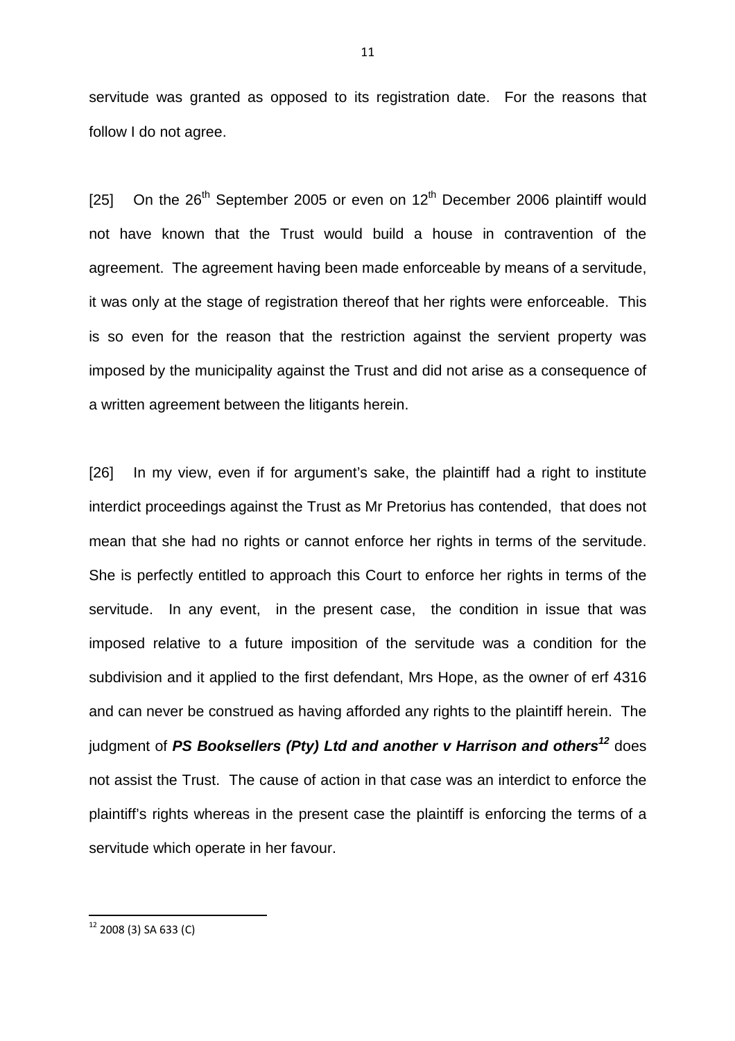servitude was granted as opposed to its registration date. For the reasons that follow I do not agree.

[25] On the 26th September 2005 or even on 12th December 2006 plaintiff would not have known that the Trust would build a house in contravention of the agreement. The agreement having been made enforceable by means of a servitude, it was only at the stage of registration thereof that her rights were enforceable. This is so even for the reason that the restriction against the servient property was imposed by the municipality against the Trust and did not arise as a consequence of a written agreement between the litigants herein.

[26] In my view, even if for argument's sake, the plaintiff had a right to institute interdict proceedings against the Trust as Mr Pretorius has contended, that does not mean that she had no rights or cannot enforce her rights in terms of the servitude. She is perfectly entitled to approach this Court to enforce her rights in terms of the servitude. In any event, in the present case, the condition in issue that was imposed relative to a future imposition of the servitude was a condition for the subdivision and it applied to the first defendant, Mrs Hope, as the owner of erf 4316 and can never be construed as having afforded any rights to the plaintiff herein. The judgment of ***PS Booksellers (Pty) Ltd and another v Harrison and others***[12] does not assist the Trust. The cause of action in that case was an interdict to enforce the plaintiff's rights whereas in the present case the plaintiff is enforcing the terms of a servitude which operate in her favour.

---

[12] 2008 (3) SA 633 (C)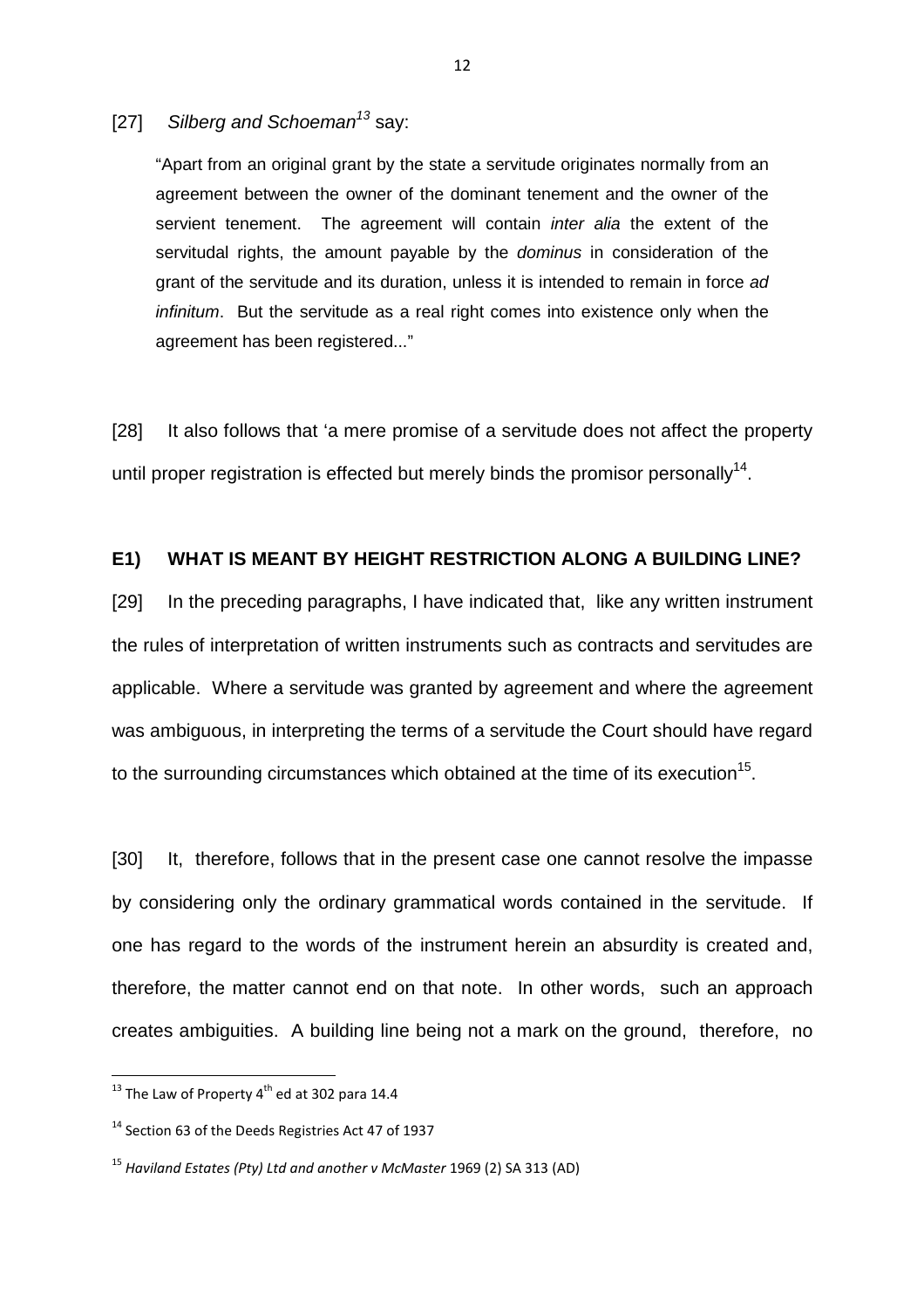[27] *Silberg and Schoeman*[13] say:

> "Apart from an original grant by the state a servitude originates normally from an agreement between the owner of the dominant tenement and the owner of the servient tenement. The agreement will contain *inter alia* the extent of the servitudal rights, the amount payable by the *dominus* in consideration of the grant of the servitude and its duration, unless it is intended to remain in force *ad infinitum*. But the servitude as a real right comes into existence only when the agreement has been registered..."

[28] It also follows that 'a mere promise of a servitude does not affect the property until proper registration is effected but merely binds the promisor personally[14].

**E1) WHAT IS MEANT BY HEIGHT RESTRICTION ALONG A BUILDING LINE?**

[29] In the preceding paragraphs, I have indicated that, like any written instrument the rules of interpretation of written instruments such as contracts and servitudes are applicable. Where a servitude was granted by agreement and where the agreement was ambiguous, in interpreting the terms of a servitude the Court should have regard to the surrounding circumstances which obtained at the time of its execution[15].

[30] It, therefore, follows that in the present case one cannot resolve the impasse by considering only the ordinary grammatical words contained in the servitude. If one has regard to the words of the instrument herein an absurdity is created and, therefore, the matter cannot end on that note. In other words, such an approach creates ambiguities. A building line being not a mark on the ground, therefore, no

---

[13] The Law of Property 4th ed at 302 para 14.4

[14] Section 63 of the Deeds Registries Act 47 of 1937

[15] *Haviland Estates (Pty) Ltd and another v McMaster* 1969 (2) SA 313 (AD)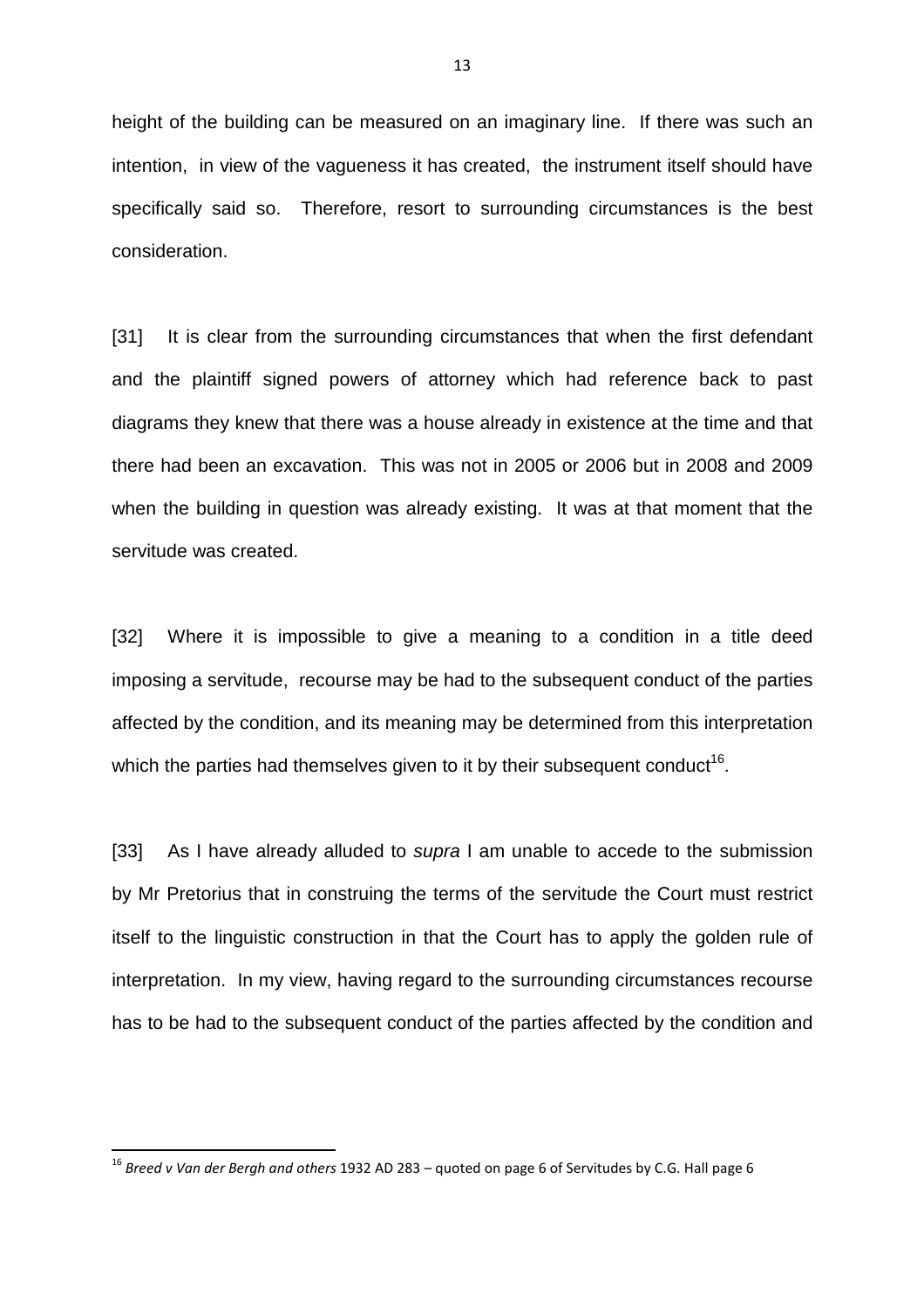height of the building can be measured on an imaginary line. If there was such an intention, in view of the vagueness it has created, the instrument itself should have specifically said so. Therefore, resort to surrounding circumstances is the best consideration.

[31] It is clear from the surrounding circumstances that when the first defendant and the plaintiff signed powers of attorney which had reference back to past diagrams they knew that there was a house already in existence at the time and that there had been an excavation. This was not in 2005 or 2006 but in 2008 and 2009 when the building in question was already existing. It was at that moment that the servitude was created.

[32] Where it is impossible to give a meaning to a condition in a title deed imposing a servitude, recourse may be had to the subsequent conduct of the parties affected by the condition, and its meaning may be determined from this interpretation which the parties had themselves given to it by their subsequent conduct[16].

[33] As I have already alluded to *supra* I am unable to accede to the submission by Mr Pretorius that in construing the terms of the servitude the Court must restrict itself to the linguistic construction in that the Court has to apply the golden rule of interpretation. In my view, having regard to the surrounding circumstances recourse has to be had to the subsequent conduct of the parties affected by the condition and

---

[16] *Breed v Van der Bergh and others* 1932 AD 283 – quoted on page 6 of Servitudes by C.G. Hall page 6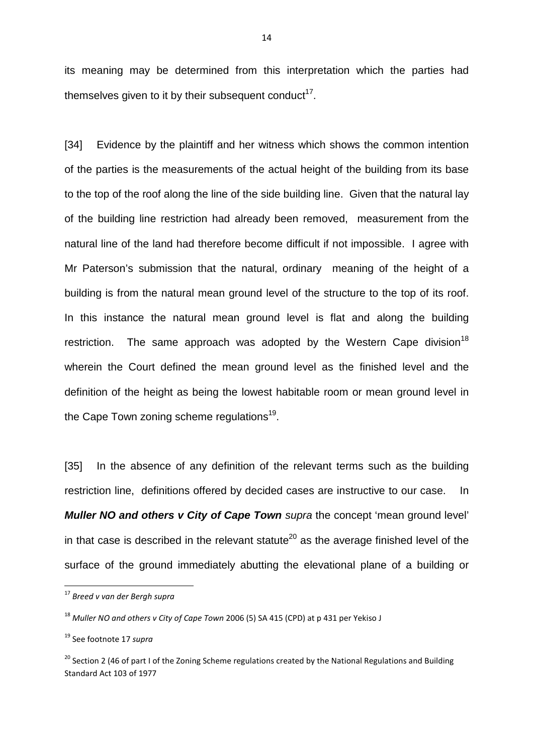its meaning may be determined from this interpretation which the parties had themselves given to it by their subsequent conduct[17].

[34] Evidence by the plaintiff and her witness which shows the common intention of the parties is the measurements of the actual height of the building from its base to the top of the roof along the line of the side building line. Given that the natural lay of the building line restriction had already been removed, measurement from the natural line of the land had therefore become difficult if not impossible. I agree with Mr Paterson's submission that the natural, ordinary meaning of the height of a building is from the natural mean ground level of the structure to the top of its roof. In this instance the natural mean ground level is flat and along the building restriction. The same approach was adopted by the Western Cape division[18] wherein the Court defined the mean ground level as the finished level and the definition of the height as being the lowest habitable room or mean ground level in the Cape Town zoning scheme regulations[19].

[35] In the absence of any definition of the relevant terms such as the building restriction line, definitions offered by decided cases are instructive to our case. In ***Muller NO and others v City of Cape Town*** *supra* the concept 'mean ground level' in that case is described in the relevant statute[20] as the average finished level of the surface of the ground immediately abutting the elevational plane of a building or

---

[17] *Breed v van der Bergh supra*

[18] *Muller NO and others v City of Cape Town* 2006 (5) SA 415 (CPD) at p 431 per Yekiso J

[19] See footnote 17 *supra*

[20] Section 2 (46 of part I of the Zoning Scheme regulations created by the National Regulations and Building Standard Act 103 of 1977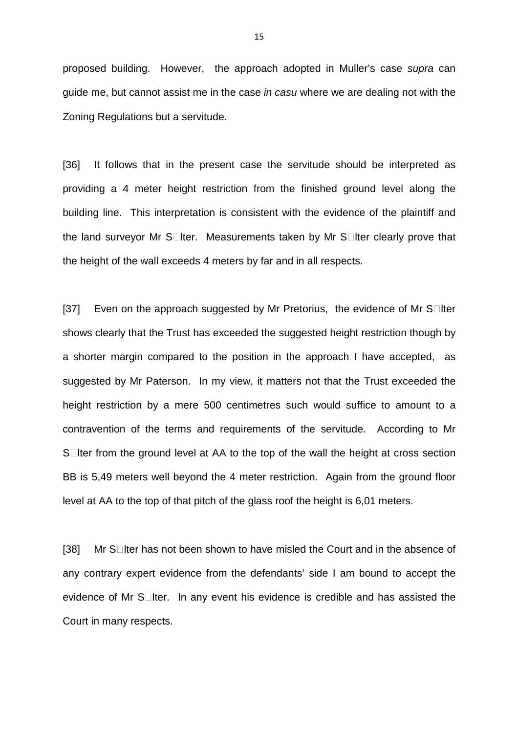proposed building. However, the approach adopted in Muller's case *supra* can guide me, but cannot assist me in the case *in casu* where we are dealing not with the Zoning Regulations but a servitude.

[36] It follows that in the present case the servitude should be interpreted as providing a 4 meter height restriction from the finished ground level along the building line. This interpretation is consistent with the evidence of the plaintiff and the land surveyor Mr S�lter. Measurements taken by Mr S�lter clearly prove that the height of the wall exceeds 4 meters by far and in all respects.

[37] Even on the approach suggested by Mr Pretorius, the evidence of Mr S�lter shows clearly that the Trust has exceeded the suggested height restriction though by a shorter margin compared to the position in the approach I have accepted, as suggested by Mr Paterson. In my view, it matters not that the Trust exceeded the height restriction by a mere 500 centimetres such would suffice to amount to a contravention of the terms and requirements of the servitude. According to Mr S�lter from the ground level at AA to the top of the wall the height at cross section BB is 5,49 meters well beyond the 4 meter restriction. Again from the ground floor level at AA to the top of that pitch of the glass roof the height is 6,01 meters.

[38] Mr S�lter has not been shown to have misled the Court and in the absence of any contrary expert evidence from the defendants' side I am bound to accept the evidence of Mr S�lter. In any event his evidence is credible and has assisted the Court in many respects.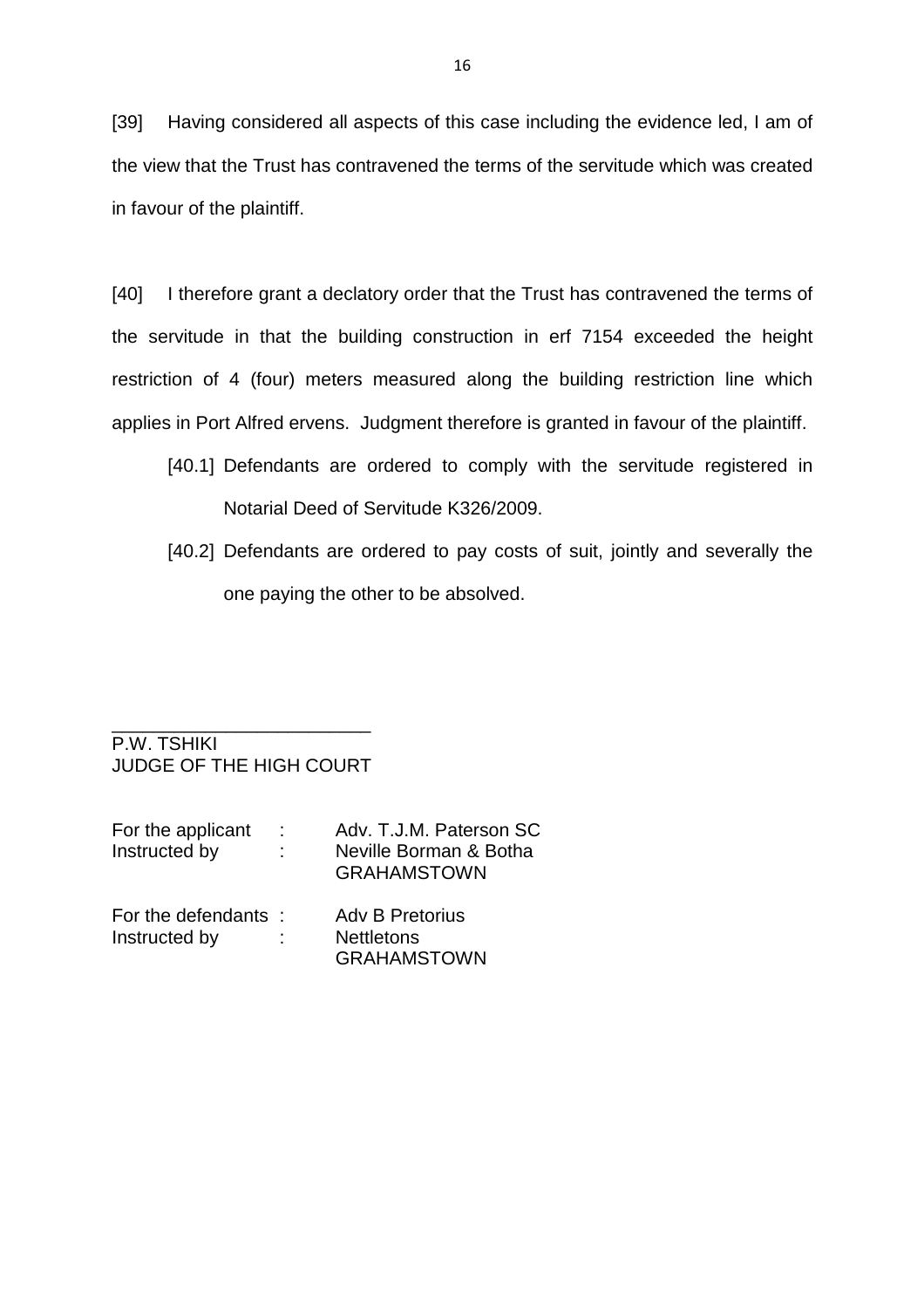[39] Having considered all aspects of this case including the evidence led, I am of the view that the Trust has contravened the terms of the servitude which was created in favour of the plaintiff.

[40] I therefore grant a declatory order that the Trust has contravened the terms of the servitude in that the building construction in erf 7154 exceeded the height restriction of 4 (four) meters measured along the building restriction line which applies in Port Alfred ervens. Judgment therefore is granted in favour of the plaintiff.

> [40.1] Defendants are ordered to comply with the servitude registered in Notarial Deed of Servitude K326/2009.
>
> [40.2] Defendants are ordered to pay costs of suit, jointly and severally the one paying the other to be absolved.

\_\_\_\_\_\_\_\_\_\_\_\_\_\_\_\_\_\_\_\_\_\_\_\_\_

P.W. TSHIKI
JUDGE OF THE HIGH COURT

| | | |
|---|---|---|
| For the applicant | : | Adv. T.J.M. Paterson SC |
| Instructed by | : | Neville Borman & Botha GRAHAMSTOWN |
| For the defendants | : | Adv B Pretorius |
| Instructed by | : | Nettletons GRAHAMSTOWN |